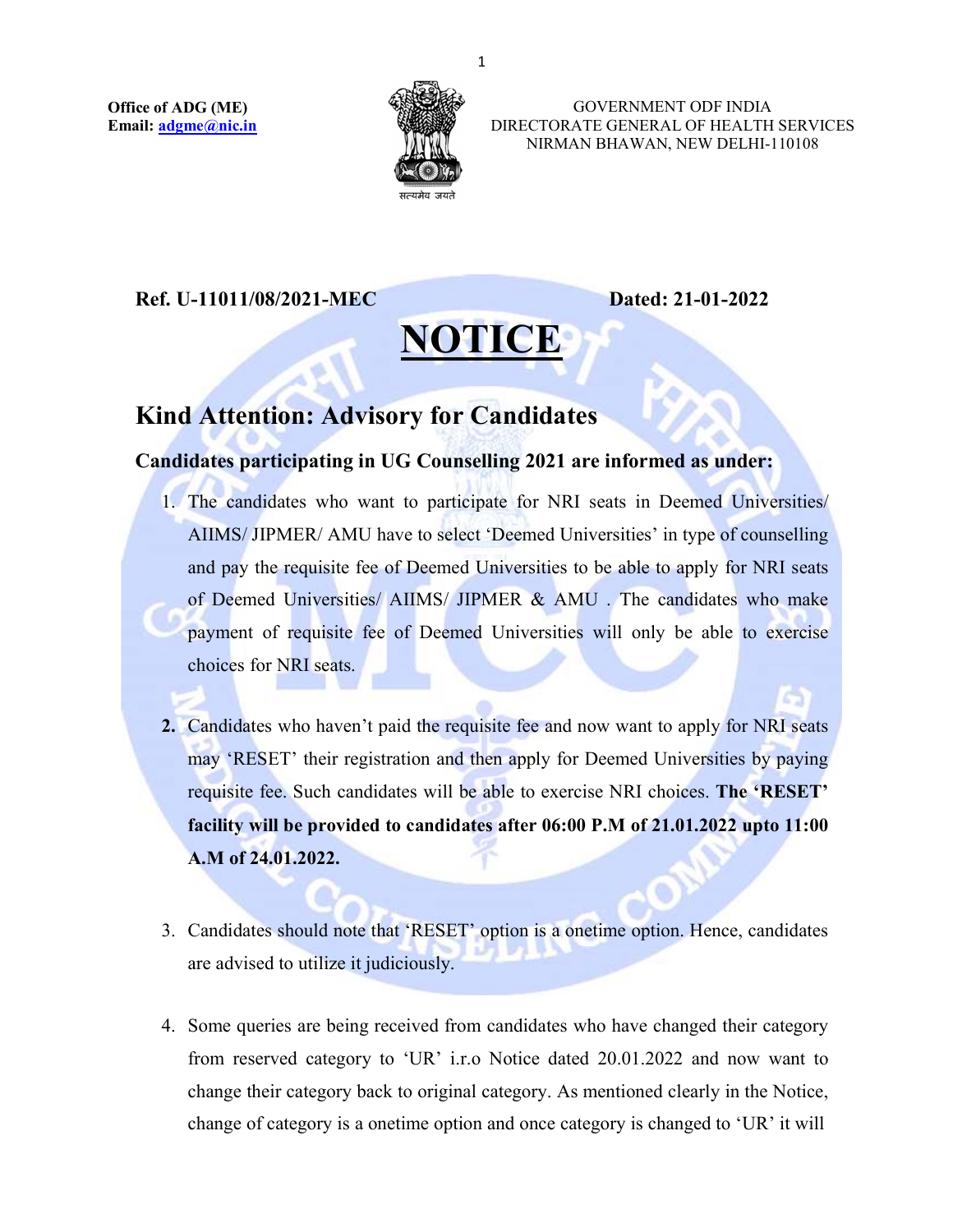**Office of ADG (ME)**
**Email: adgme@nic.in**

GOVERNMENT ODF INDIA
DIRECTORATE GENERAL OF HEALTH SERVICES
NIRMAN BHAWAN, NEW DELHI-110108

**Ref. U-11011/08/2021-MEC** **Dated: 21-01-2022**

# NOTICE

## Kind Attention: Advisory for Candidates

**Candidates participating in UG Counselling 2021 are informed as under:**

1. The candidates who want to participate for NRI seats in Deemed Universities/ AIIMS/ JIPMER/ AMU have to select 'Deemed Universities' in type of counselling and pay the requisite fee of Deemed Universities to be able to apply for NRI seats of Deemed Universities/ AIIMS/ JIPMER & AMU . The candidates who make payment of requisite fee of Deemed Universities will only be able to exercise choices for NRI seats.

2. Candidates who haven't paid the requisite fee and now want to apply for NRI seats may 'RESET' their registration and then apply for Deemed Universities by paying requisite fee. Such candidates will be able to exercise NRI choices. **The 'RESET' facility will be provided to candidates after 06:00 P.M of 21.01.2022 upto 11:00 A.M of 24.01.2022.**

3. Candidates should note that 'RESET' option is a onetime option. Hence, candidates are advised to utilize it judiciously.

4. Some queries are being received from candidates who have changed their category from reserved category to 'UR' i.r.o Notice dated 20.01.2022 and now want to change their category back to original category. As mentioned clearly in the Notice, change of category is a onetime option and once category is changed to 'UR' it will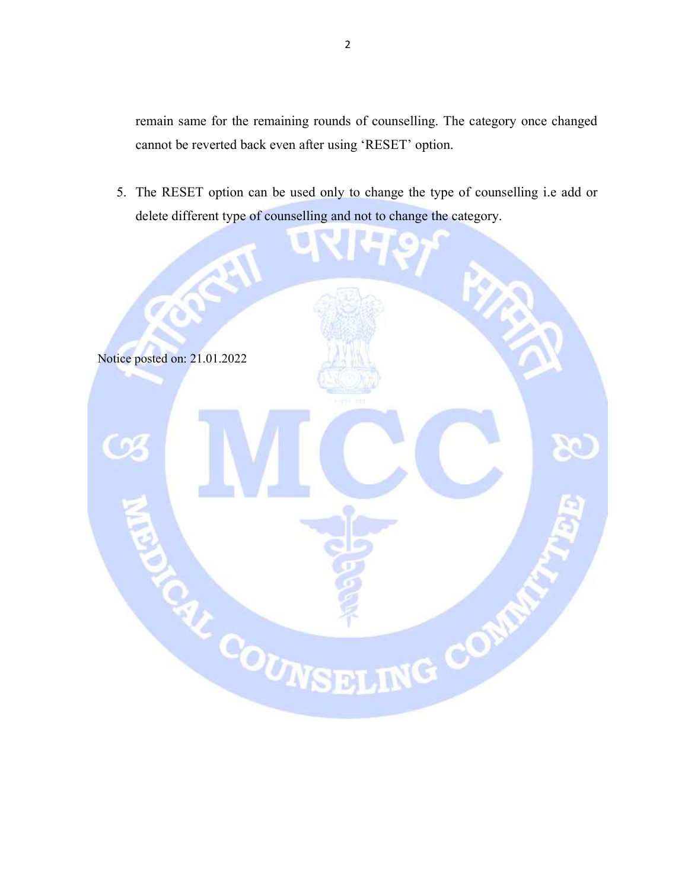remain same for the remaining rounds of counselling. The category once changed cannot be reverted back even after using 'RESET' option.

5. The RESET option can be used only to change the type of counselling i.e add or delete different type of counselling and not to change the category.

Notice posted on: 21.01.2022